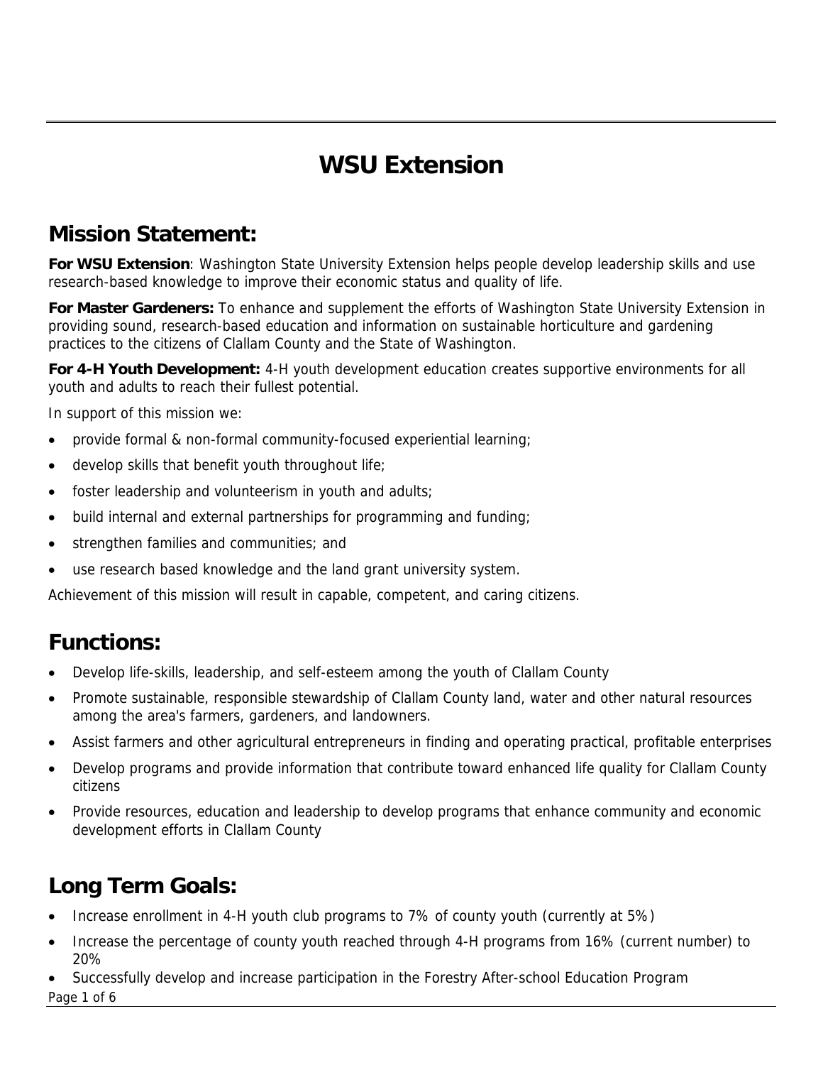# WSU Extension

## Mission Statement:

**For WSU Extension**: Washington State University Extension helps people develop leadership skills and use research-based knowledge to improve their economic status and quality of life.

**For Master Gardeners:** To enhance and supplement the efforts of Washington State University Extension in providing sound, research-based education and information on sustainable horticulture and gardening practices to the citizens of Clallam County and the State of Washington.

**For 4-H Youth Development:** 4-H youth development education creates supportive environments for all youth and adults to reach their fullest potential.

In support of this mission we:

- provide formal & non-formal community-focused experiential learning;
- develop skills that benefit youth throughout life;
- foster leadership and volunteerism in youth and adults;
- build internal and external partnerships for programming and funding;
- strengthen families and communities; and
- use research based knowledge and the land grant university system.

Achievement of this mission will result in capable, competent, and caring citizens.

## Functions:

- Develop life-skills, leadership, and self-esteem among the youth of Clallam County
- Promote sustainable, responsible stewardship of Clallam County land, water and other natural resources among the area's farmers, gardeners, and landowners.
- Assist farmers and other agricultural entrepreneurs in finding and operating practical, profitable enterprises
- Develop programs and provide information that contribute toward enhanced life quality for Clallam County citizens
- Provide resources, education and leadership to develop programs that enhance community and economic development efforts in Clallam County

## Long Term Goals:

- Increase enrollment in 4-H youth club programs to 7% of county youth (currently at 5%)
- Increase the percentage of county youth reached through 4-H programs from 16% (current number) to 20%
- Successfully develop and increase participation in the Forestry After-school Education Program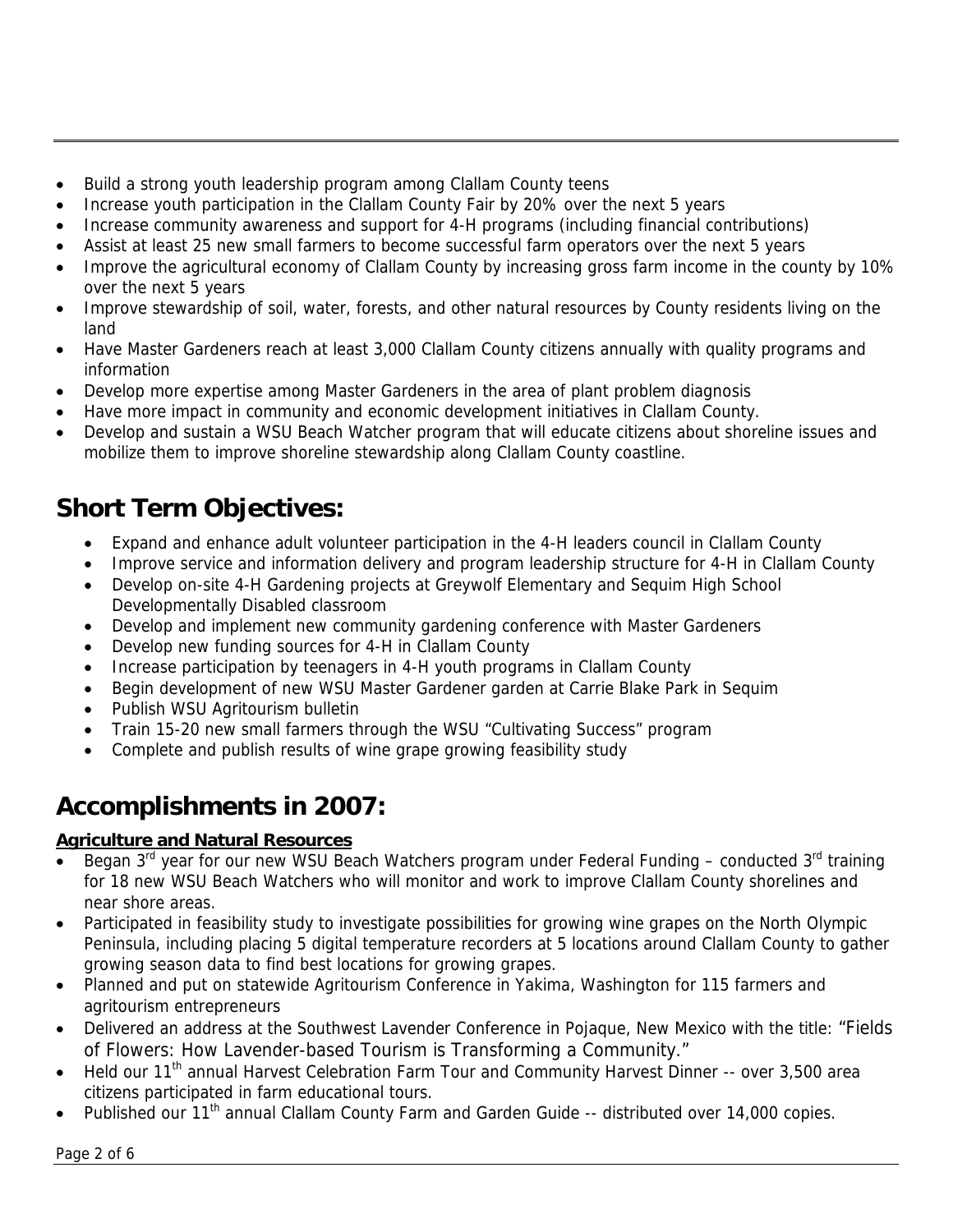- Build a strong youth leadership program among Clallam County teens
- Increase youth participation in the Clallam County Fair by 20% over the next 5 years
- Increase community awareness and support for 4-H programs (including financial contributions)
- Assist at least 25 new small farmers to become successful farm operators over the next 5 years
- Improve the agricultural economy of Clallam County by increasing gross farm income in the county by 10% over the next 5 years
- Improve stewardship of soil, water, forests, and other natural resources by County residents living on the land
- Have Master Gardeners reach at least 3,000 Clallam County citizens annually with quality programs and information
- Develop more expertise among Master Gardeners in the area of plant problem diagnosis
- Have more impact in community and economic development initiatives in Clallam County.
- Develop and sustain a WSU Beach Watcher program that will educate citizens about shoreline issues and mobilize them to improve shoreline stewardship along Clallam County coastline.

## Short Term Objectives:

- Expand and enhance adult volunteer participation in the 4-H leaders council in Clallam County
- Improve service and information delivery and program leadership structure for 4-H in Clallam County
- Develop on-site 4-H Gardening projects at Greywolf Elementary and Sequim High School Developmentally Disabled classroom
- Develop and implement new community gardening conference with Master Gardeners
- Develop new funding sources for 4-H in Clallam County
- Increase participation by teenagers in 4-H youth programs in Clallam County
- Begin development of new WSU Master Gardener garden at Carrie Blake Park in Sequim
- Publish WSU Agritourism bulletin
- Train 15-20 new small farmers through the WSU "Cultivating Success" program
- Complete and publish results of wine grape growing feasibility study

## Accomplishments in 2007:

**Agriculture and Natural Resources**

- Began 3rd year for our new WSU Beach Watchers program under Federal Funding – conducted 3rd training for 18 new WSU Beach Watchers who will monitor and work to improve Clallam County shorelines and near shore areas.
- Participated in feasibility study to investigate possibilities for growing wine grapes on the North Olympic Peninsula, including placing 5 digital temperature recorders at 5 locations around Clallam County to gather growing season data to find best locations for growing grapes.
- Planned and put on statewide Agritourism Conference in Yakima, Washington for 115 farmers and agritourism entrepreneurs
- Delivered an address at the Southwest Lavender Conference in Pojaque, New Mexico with the title: "Fields of Flowers: How Lavender-based Tourism is Transforming a Community."
- Held our 11th annual Harvest Celebration Farm Tour and Community Harvest Dinner -- over 3,500 area citizens participated in farm educational tours.
- Published our 11th annual Clallam County Farm and Garden Guide -- distributed over 14,000 copies.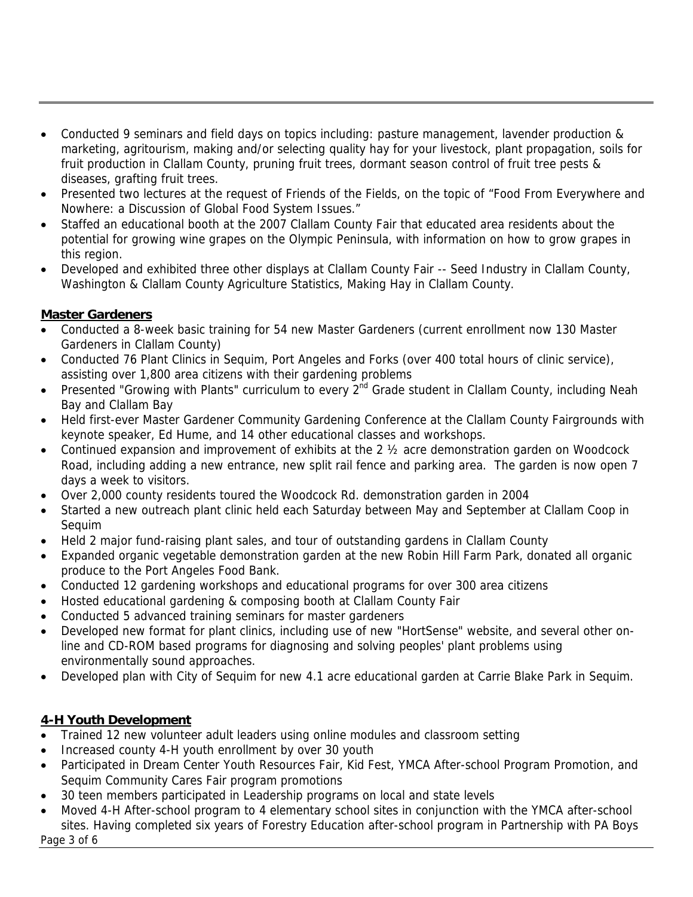- Conducted 9 seminars and field days on topics including: pasture management, lavender production & marketing, agritourism, making and/or selecting quality hay for your livestock, plant propagation, soils for fruit production in Clallam County, pruning fruit trees, dormant season control of fruit tree pests & diseases, grafting fruit trees.
- Presented two lectures at the request of Friends of the Fields, on the topic of "Food From Everywhere and Nowhere: a Discussion of Global Food System Issues."
- Staffed an educational booth at the 2007 Clallam County Fair that educated area residents about the potential for growing wine grapes on the Olympic Peninsula, with information on how to grow grapes in this region.
- Developed and exhibited three other displays at Clallam County Fair -- Seed Industry in Clallam County, Washington & Clallam County Agriculture Statistics, Making Hay in Clallam County.

**Master Gardeners**

- Conducted a 8-week basic training for 54 new Master Gardeners (current enrollment now 130 Master Gardeners in Clallam County)
- Conducted 76 Plant Clinics in Sequim, Port Angeles and Forks (over 400 total hours of clinic service), assisting over 1,800 area citizens with their gardening problems
- Presented "Growing with Plants" curriculum to every 2nd Grade student in Clallam County, including Neah Bay and Clallam Bay
- Held first-ever Master Gardener Community Gardening Conference at the Clallam County Fairgrounds with keynote speaker, Ed Hume, and 14 other educational classes and workshops.
- Continued expansion and improvement of exhibits at the 2 ½ acre demonstration garden on Woodcock Road, including adding a new entrance, new split rail fence and parking area. The garden is now open 7 days a week to visitors.
- Over 2,000 county residents toured the Woodcock Rd. demonstration garden in 2004
- Started a new outreach plant clinic held each Saturday between May and September at Clallam Coop in Sequim
- Held 2 major fund-raising plant sales, and tour of outstanding gardens in Clallam County
- Expanded organic vegetable demonstration garden at the new Robin Hill Farm Park, donated all organic produce to the Port Angeles Food Bank.
- Conducted 12 gardening workshops and educational programs for over 300 area citizens
- Hosted educational gardening & composing booth at Clallam County Fair
- Conducted 5 advanced training seminars for master gardeners
- Developed new format for plant clinics, including use of new "HortSense" website, and several other on-line and CD-ROM based programs for diagnosing and solving peoples' plant problems using environmentally sound approaches.
- Developed plan with City of Sequim for new 4.1 acre educational garden at Carrie Blake Park in Sequim.

**4-H Youth Development**

- Trained 12 new volunteer adult leaders using online modules and classroom setting
- Increased county 4-H youth enrollment by over 30 youth
- Participated in Dream Center Youth Resources Fair, Kid Fest, YMCA After-school Program Promotion, and Sequim Community Cares Fair program promotions
- 30 teen members participated in Leadership programs on local and state levels
- Moved 4-H After-school program to 4 elementary school sites in conjunction with the YMCA after-school sites. Having completed six years of Forestry Education after-school program in Partnership with PA Boys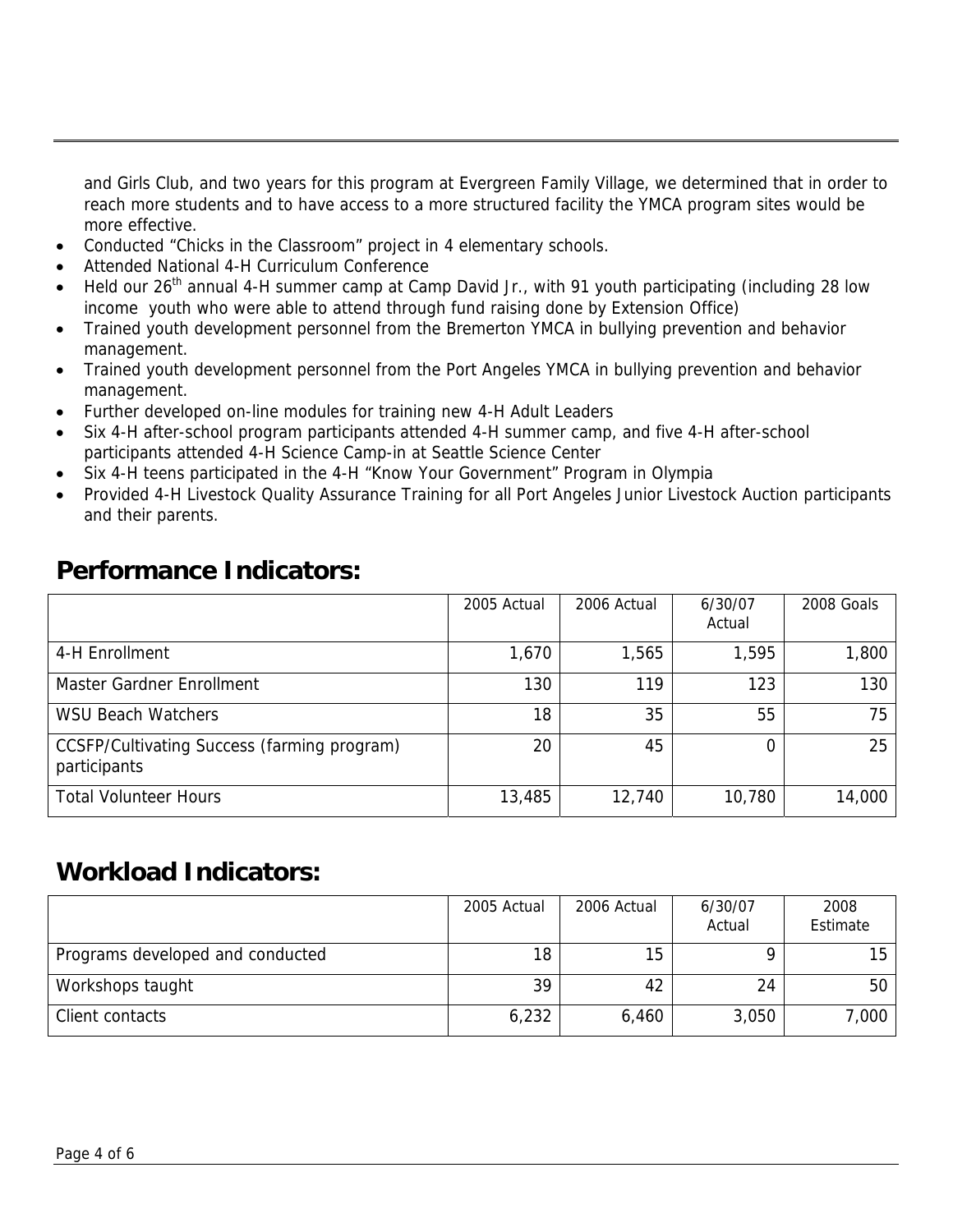and Girls Club, and two years for this program at Evergreen Family Village, we determined that in order to reach more students and to have access to a more structured facility the YMCA program sites would be more effective.

- Conducted "Chicks in the Classroom" project in 4 elementary schools.
- Attended National 4-H Curriculum Conference
- Held our 26th annual 4-H summer camp at Camp David Jr., with 91 youth participating (including 28 low income youth who were able to attend through fund raising done by Extension Office)
- Trained youth development personnel from the Bremerton YMCA in bullying prevention and behavior management.
- Trained youth development personnel from the Port Angeles YMCA in bullying prevention and behavior management.
- Further developed on-line modules for training new 4-H Adult Leaders
- Six 4-H after-school program participants attended 4-H summer camp, and five 4-H after-school participants attended 4-H Science Camp-in at Seattle Science Center
- Six 4-H teens participated in the 4-H "Know Your Government" Program in Olympia
- Provided 4-H Livestock Quality Assurance Training for all Port Angeles Junior Livestock Auction participants and their parents.

## Performance Indicators:

| | 2005 Actual | 2006 Actual | 6/30/07 Actual | 2008 Goals |
|---|---|---|---|---|
| 4-H Enrollment | 1,670 | 1,565 | 1,595 | 1,800 |
| Master Gardner Enrollment | 130 | 119 | 123 | 130 |
| WSU Beach Watchers | 18 | 35 | 55 | 75 |
| CCSFP/Cultivating Success (farming program) participants | 20 | 45 | 0 | 25 |
| Total Volunteer Hours | 13,485 | 12,740 | 10,780 | 14,000 |

## Workload Indicators:

| | 2005 Actual | 2006 Actual | 6/30/07 Actual | 2008 Estimate |
|---|---|---|---|---|
| Programs developed and conducted | 18 | 15 | 9 | 15 |
| Workshops taught | 39 | 42 | 24 | 50 |
| Client contacts | 6,232 | 6,460 | 3,050 | 7,000 |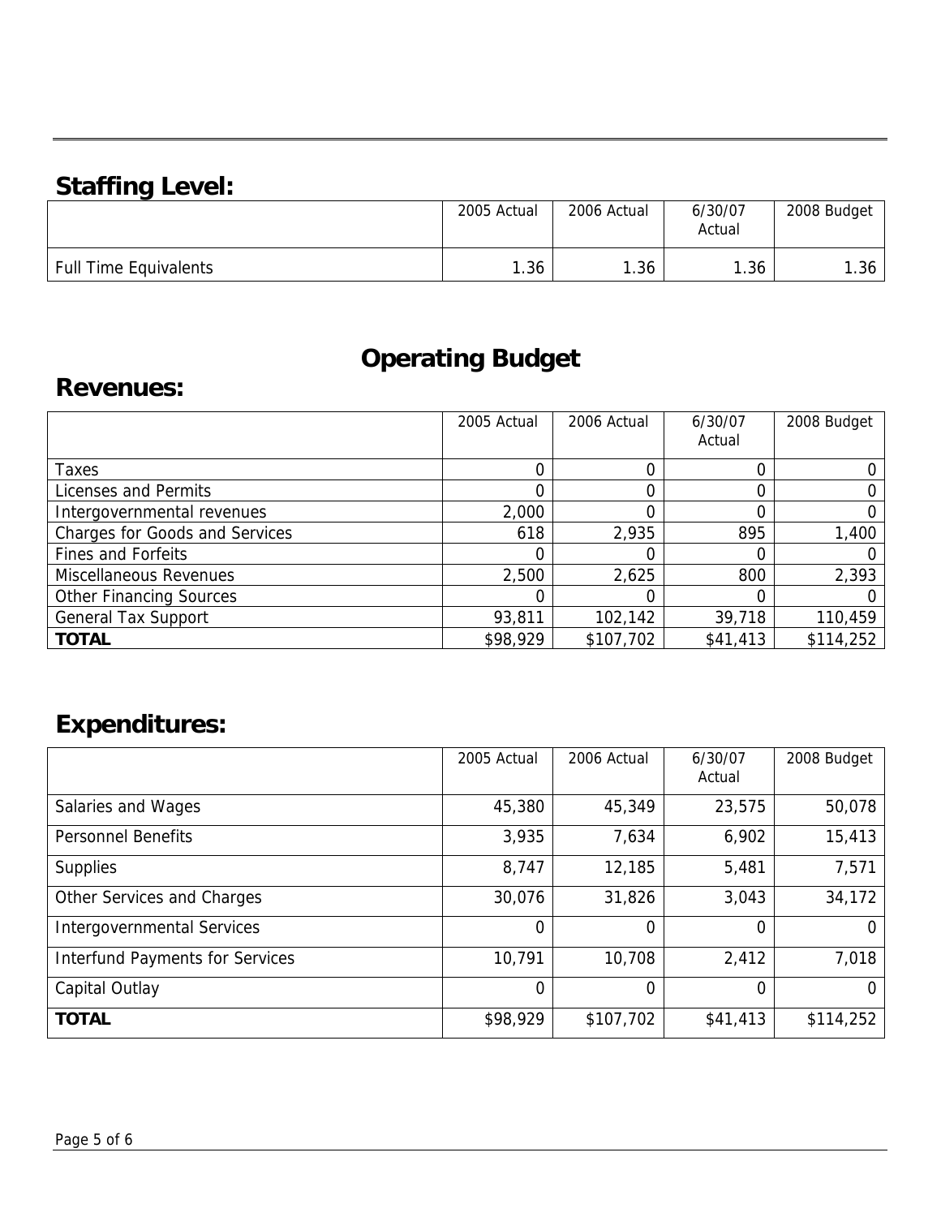## Staffing Level:

| | 2005 Actual | 2006 Actual | 6/30/07 Actual | 2008 Budget |
|---|---|---|---|---|
| Full Time Equivalents | 1.36 | 1.36 | 1.36 | 1.36 |

# Operating Budget

## Revenues:

| | 2005 Actual | 2006 Actual | 6/30/07 Actual | 2008 Budget |
|---|---|---|---|---|
| Taxes | 0 | 0 | 0 | 0 |
| Licenses and Permits | 0 | 0 | 0 | 0 |
| Intergovernmental revenues | 2,000 | 0 | 0 | 0 |
| Charges for Goods and Services | 618 | 2,935 | 895 | 1,400 |
| Fines and Forfeits | 0 | 0 | 0 | 0 |
| Miscellaneous Revenues | 2,500 | 2,625 | 800 | 2,393 |
| Other Financing Sources | 0 | 0 | 0 | 0 |
| General Tax Support | 93,811 | 102,142 | 39,718 | 110,459 |
| **TOTAL** | $98,929 | $107,702 | $41,413 | $114,252 |

## Expenditures:

| | 2005 Actual | 2006 Actual | 6/30/07 Actual | 2008 Budget |
|---|---|---|---|---|
| Salaries and Wages | 45,380 | 45,349 | 23,575 | 50,078 |
| Personnel Benefits | 3,935 | 7,634 | 6,902 | 15,413 |
| Supplies | 8,747 | 12,185 | 5,481 | 7,571 |
| Other Services and Charges | 30,076 | 31,826 | 3,043 | 34,172 |
| Intergovernmental Services | 0 | 0 | 0 | 0 |
| Interfund Payments for Services | 10,791 | 10,708 | 2,412 | 7,018 |
| Capital Outlay | 0 | 0 | 0 | 0 |
| **TOTAL** | $98,929 | $107,702 | $41,413 | $114,252 |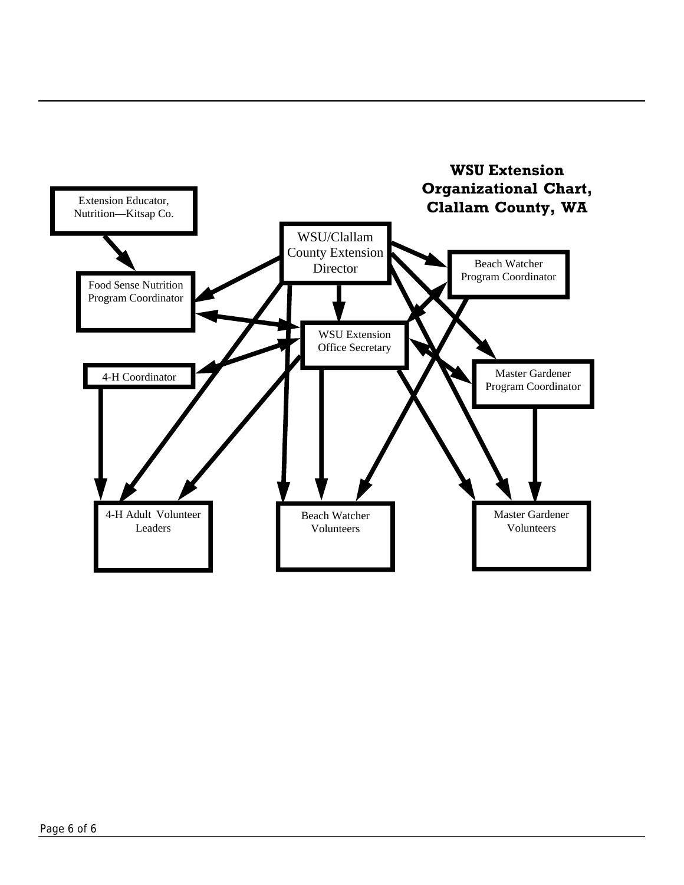**WSU Extension Organizational Chart, Clallam County, WA**

Extension Educator, Nutrition—Kitsap Co.

WSU/Clallam County Extension Director

Beach Watcher Program Coordinator

Food $ense Nutrition Program Coordinator

WSU Extension Office Secretary

4-H Coordinator

Master Gardener Program Coordinator

4-H Adult Volunteer Leaders

Beach Watcher Volunteers

Master Gardener Volunteers